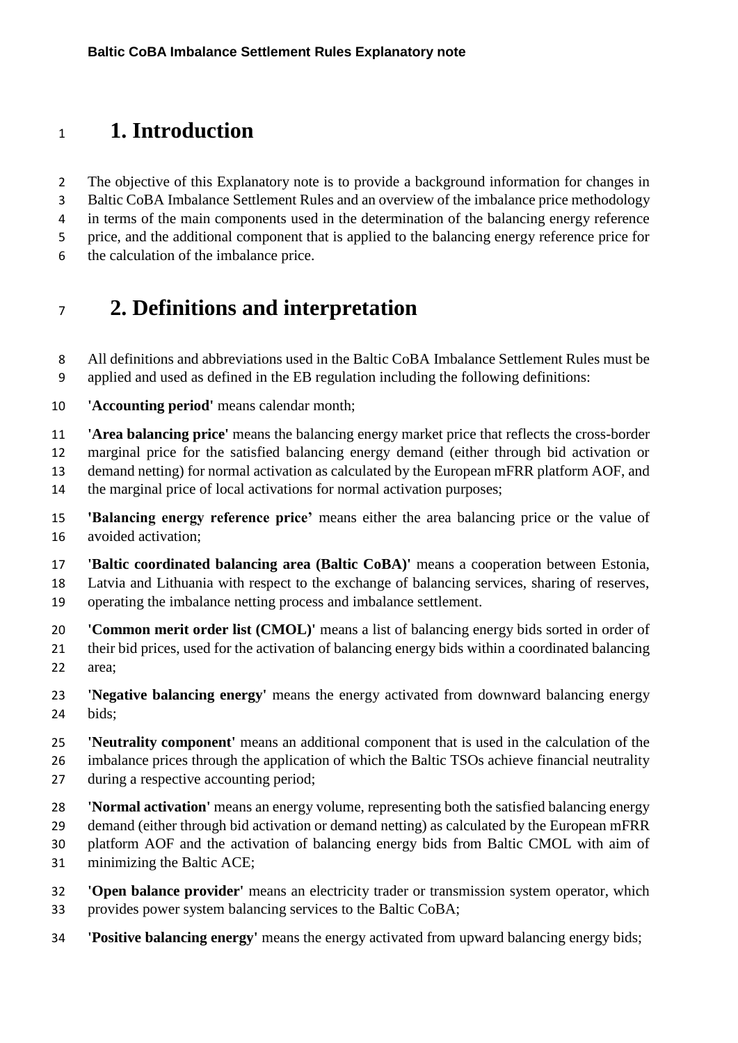# 1. Introduction

The objective of this Explanatory note is to provide a background information for changes in Baltic CoBA Imbalance Settlement Rules and an overview of the imbalance price methodology in terms of the main components used in the determination of the balancing energy reference price, and the additional component that is applied to the balancing energy reference price for the calculation of the imbalance price.

# 2. Definitions and interpretation

All definitions and abbreviations used in the Baltic CoBA Imbalance Settlement Rules must be applied and used as defined in the EB regulation including the following definitions:

**'Accounting period'** means calendar month;

**'Area balancing price'** means the balancing energy market price that reflects the cross-border marginal price for the satisfied balancing energy demand (either through bid activation or demand netting) for normal activation as calculated by the European mFRR platform AOF, and the marginal price of local activations for normal activation purposes;

**'Balancing energy reference price'** means either the area balancing price or the value of avoided activation;

**'Baltic coordinated balancing area (Baltic CoBA)'** means a cooperation between Estonia, Latvia and Lithuania with respect to the exchange of balancing services, sharing of reserves, operating the imbalance netting process and imbalance settlement.

**'Common merit order list (CMOL)'** means a list of balancing energy bids sorted in order of their bid prices, used for the activation of balancing energy bids within a coordinated balancing area;

**'Negative balancing energy'** means the energy activated from downward balancing energy bids;

**'Neutrality component'** means an additional component that is used in the calculation of the imbalance prices through the application of which the Baltic TSOs achieve financial neutrality during a respective accounting period;

**'Normal activation'** means an energy volume, representing both the satisfied balancing energy demand (either through bid activation or demand netting) as calculated by the European mFRR platform AOF and the activation of balancing energy bids from Baltic CMOL with aim of minimizing the Baltic ACE;

**'Open balance provider'** means an electricity trader or transmission system operator, which provides power system balancing services to the Baltic CoBA;

**'Positive balancing energy'** means the energy activated from upward balancing energy bids;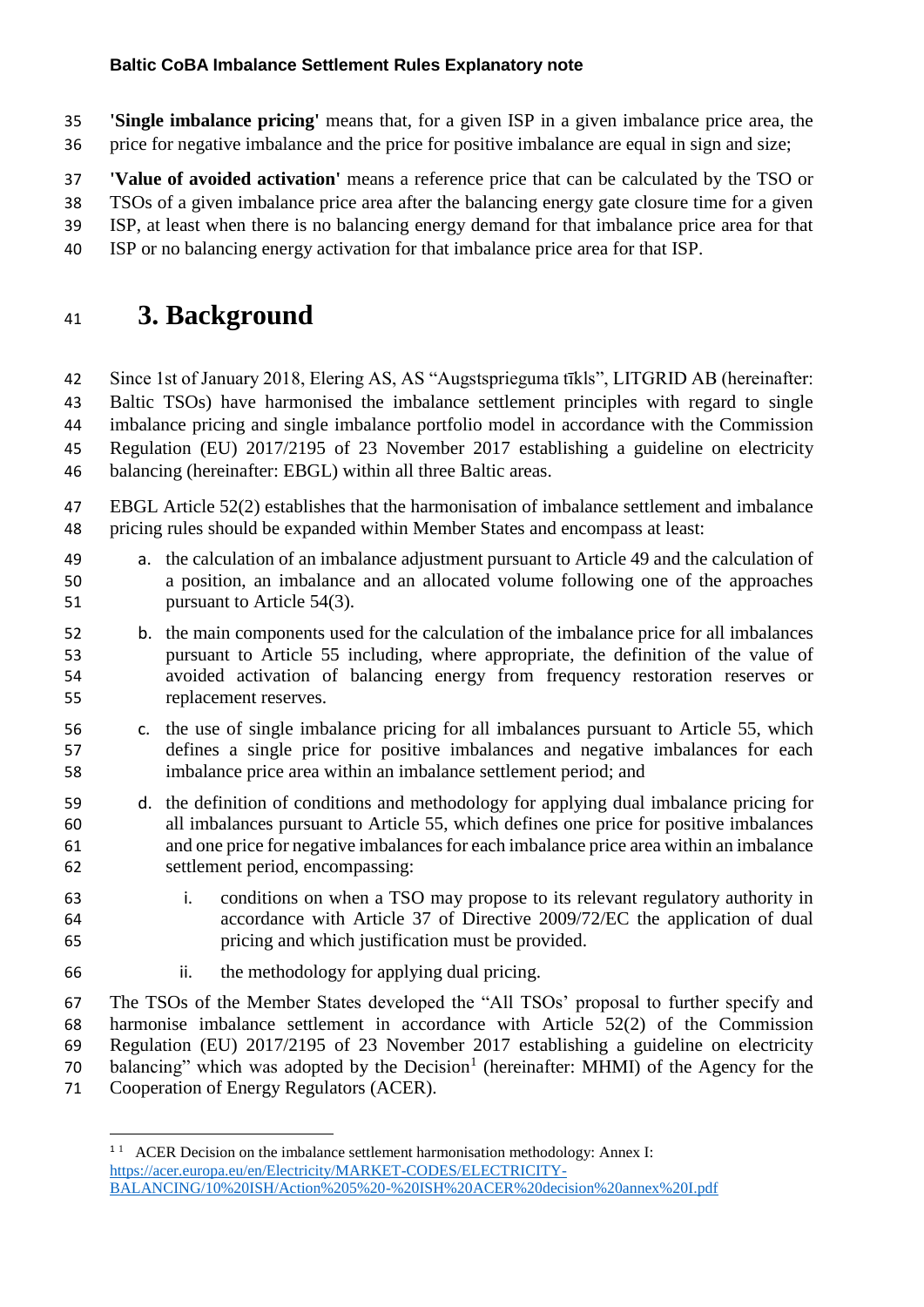**'Single imbalance pricing'** means that, for a given ISP in a given imbalance price area, the price for negative imbalance and the price for positive imbalance are equal in sign and size;

**'Value of avoided activation'** means a reference price that can be calculated by the TSO or TSOs of a given imbalance price area after the balancing energy gate closure time for a given ISP, at least when there is no balancing energy demand for that imbalance price area for that ISP or no balancing energy activation for that imbalance price area for that ISP.

# 3. Background

Since 1st of January 2018, Elering AS, AS "Augstsprieguma tīkls", LITGRID AB (hereinafter: Baltic TSOs) have harmonised the imbalance settlement principles with regard to single imbalance pricing and single imbalance portfolio model in accordance with the Commission Regulation (EU) 2017/2195 of 23 November 2017 establishing a guideline on electricity balancing (hereinafter: EBGL) within all three Baltic areas.

EBGL Article 52(2) establishes that the harmonisation of imbalance settlement and imbalance pricing rules should be expanded within Member States and encompass at least:

a. the calculation of an imbalance adjustment pursuant to Article 49 and the calculation of a position, an imbalance and an allocated volume following one of the approaches pursuant to Article 54(3).

b. the main components used for the calculation of the imbalance price for all imbalances pursuant to Article 55 including, where appropriate, the definition of the value of avoided activation of balancing energy from frequency restoration reserves or replacement reserves.

c. the use of single imbalance pricing for all imbalances pursuant to Article 55, which defines a single price for positive imbalances and negative imbalances for each imbalance price area within an imbalance settlement period; and

d. the definition of conditions and methodology for applying dual imbalance pricing for all imbalances pursuant to Article 55, which defines one price for positive imbalances and one price for negative imbalances for each imbalance price area within an imbalance settlement period, encompassing:

   i. conditions on when a TSO may propose to its relevant regulatory authority in accordance with Article 37 of Directive 2009/72/EC the application of dual pricing and which justification must be provided.

   ii. the methodology for applying dual pricing.

The TSOs of the Member States developed the "All TSOs' proposal to further specify and harmonise imbalance settlement in accordance with Article 52(2) of the Commission Regulation (EU) 2017/2195 of 23 November 2017 establishing a guideline on electricity balancing" which was adopted by the Decision[1] (hereinafter: MHMI) of the Agency for the Cooperation of Energy Regulators (ACER).

[1] ACER Decision on the imbalance settlement harmonisation methodology: Annex I: https://acer.europa.eu/en/Electricity/MARKET-CODES/ELECTRICITY-BALANCING/10%20ISH/Action%205%20-%20ISH%20ACER%20decision%20annex%20I.pdf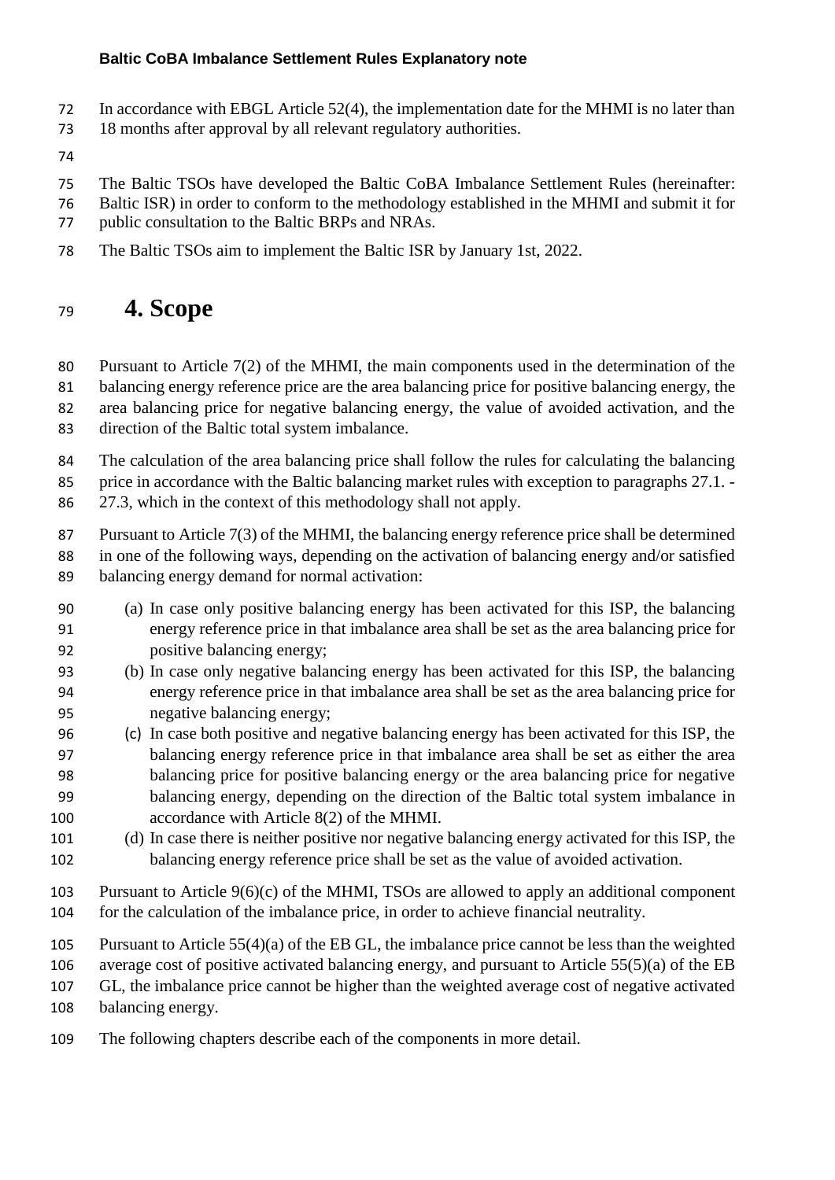In accordance with EBGL Article 52(4), the implementation date for the MHMI is no later than 18 months after approval by all relevant regulatory authorities.

The Baltic TSOs have developed the Baltic CoBA Imbalance Settlement Rules (hereinafter: Baltic ISR) in order to conform to the methodology established in the MHMI and submit it for public consultation to the Baltic BRPs and NRAs.

The Baltic TSOs aim to implement the Baltic ISR by January 1st, 2022.

# 4. Scope

Pursuant to Article 7(2) of the MHMI, the main components used in the determination of the balancing energy reference price are the area balancing price for positive balancing energy, the area balancing price for negative balancing energy, the value of avoided activation, and the direction of the Baltic total system imbalance.

The calculation of the area balancing price shall follow the rules for calculating the balancing price in accordance with the Baltic balancing market rules with exception to paragraphs 27.1. - 27.3, which in the context of this methodology shall not apply.

Pursuant to Article 7(3) of the MHMI, the balancing energy reference price shall be determined in one of the following ways, depending on the activation of balancing energy and/or satisfied balancing energy demand for normal activation:

(a) In case only positive balancing energy has been activated for this ISP, the balancing energy reference price in that imbalance area shall be set as the area balancing price for positive balancing energy;
(b) In case only negative balancing energy has been activated for this ISP, the balancing energy reference price in that imbalance area shall be set as the area balancing price for negative balancing energy;
(c) In case both positive and negative balancing energy has been activated for this ISP, the balancing energy reference price in that imbalance area shall be set as either the area balancing price for positive balancing energy or the area balancing price for negative balancing energy, depending on the direction of the Baltic total system imbalance in accordance with Article 8(2) of the MHMI.
(d) In case there is neither positive nor negative balancing energy activated for this ISP, the balancing energy reference price shall be set as the value of avoided activation.

Pursuant to Article 9(6)(c) of the MHMI, TSOs are allowed to apply an additional component for the calculation of the imbalance price, in order to achieve financial neutrality.

Pursuant to Article 55(4)(a) of the EB GL, the imbalance price cannot be less than the weighted average cost of positive activated balancing energy, and pursuant to Article 55(5)(a) of the EB GL, the imbalance price cannot be higher than the weighted average cost of negative activated balancing energy.

The following chapters describe each of the components in more detail.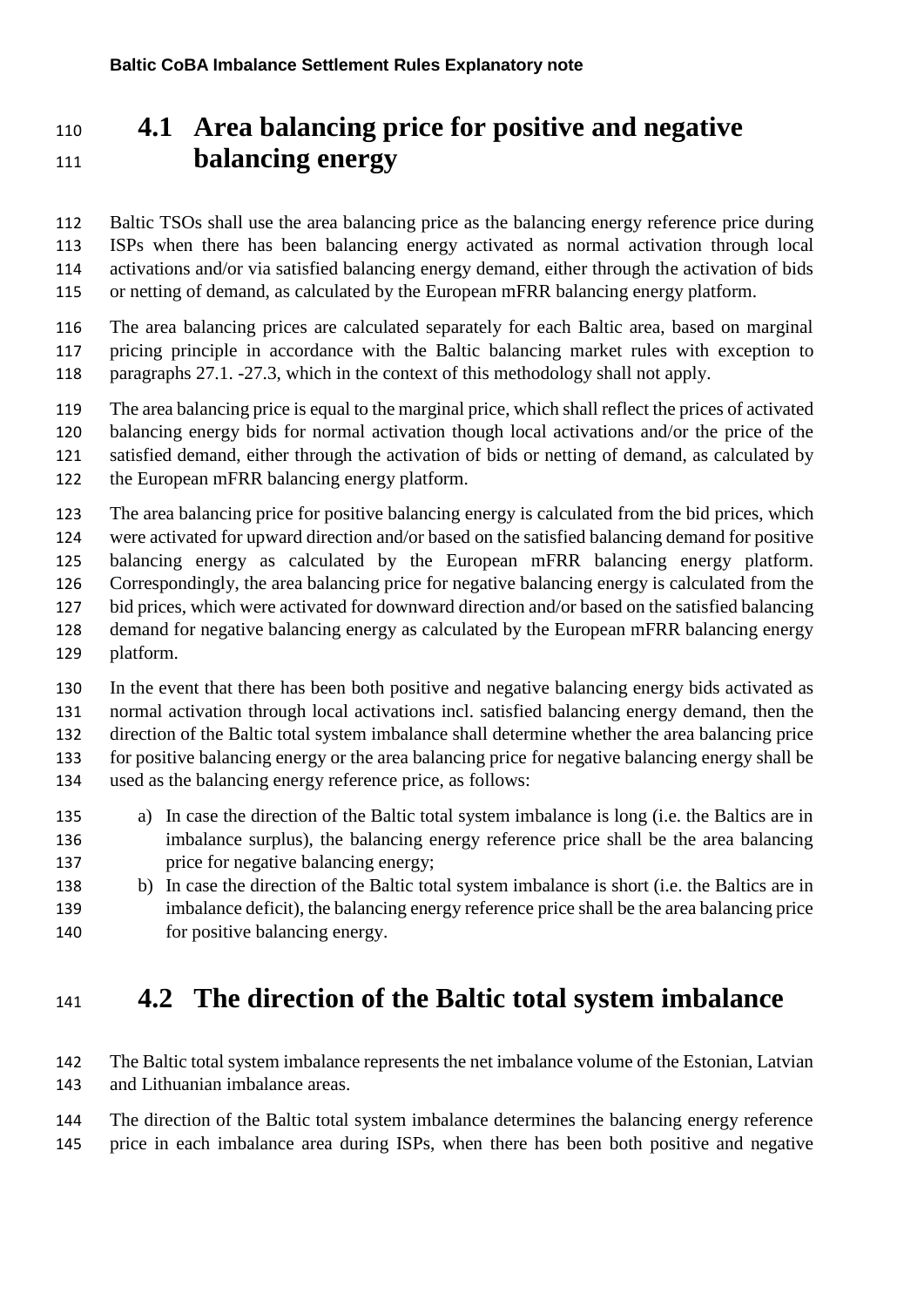## 4.1 Area balancing price for positive and negative balancing energy

Baltic TSOs shall use the area balancing price as the balancing energy reference price during ISPs when there has been balancing energy activated as normal activation through local activations and/or via satisfied balancing energy demand, either through the activation of bids or netting of demand, as calculated by the European mFRR balancing energy platform.

The area balancing prices are calculated separately for each Baltic area, based on marginal pricing principle in accordance with the Baltic balancing market rules with exception to paragraphs 27.1. -27.3, which in the context of this methodology shall not apply.

The area balancing price is equal to the marginal price, which shall reflect the prices of activated balancing energy bids for normal activation though local activations and/or the price of the satisfied demand, either through the activation of bids or netting of demand, as calculated by the European mFRR balancing energy platform.

The area balancing price for positive balancing energy is calculated from the bid prices, which were activated for upward direction and/or based on the satisfied balancing demand for positive balancing energy as calculated by the European mFRR balancing energy platform. Correspondingly, the area balancing price for negative balancing energy is calculated from the bid prices, which were activated for downward direction and/or based on the satisfied balancing demand for negative balancing energy as calculated by the European mFRR balancing energy platform.

In the event that there has been both positive and negative balancing energy bids activated as normal activation through local activations incl. satisfied balancing energy demand, then the direction of the Baltic total system imbalance shall determine whether the area balancing price for positive balancing energy or the area balancing price for negative balancing energy shall be used as the balancing energy reference price, as follows:

a) In case the direction of the Baltic total system imbalance is long (i.e. the Baltics are in imbalance surplus), the balancing energy reference price shall be the area balancing price for negative balancing energy;
b) In case the direction of the Baltic total system imbalance is short (i.e. the Baltics are in imbalance deficit), the balancing energy reference price shall be the area balancing price for positive balancing energy.

## 4.2 The direction of the Baltic total system imbalance

The Baltic total system imbalance represents the net imbalance volume of the Estonian, Latvian and Lithuanian imbalance areas.

The direction of the Baltic total system imbalance determines the balancing energy reference price in each imbalance area during ISPs, when there has been both positive and negative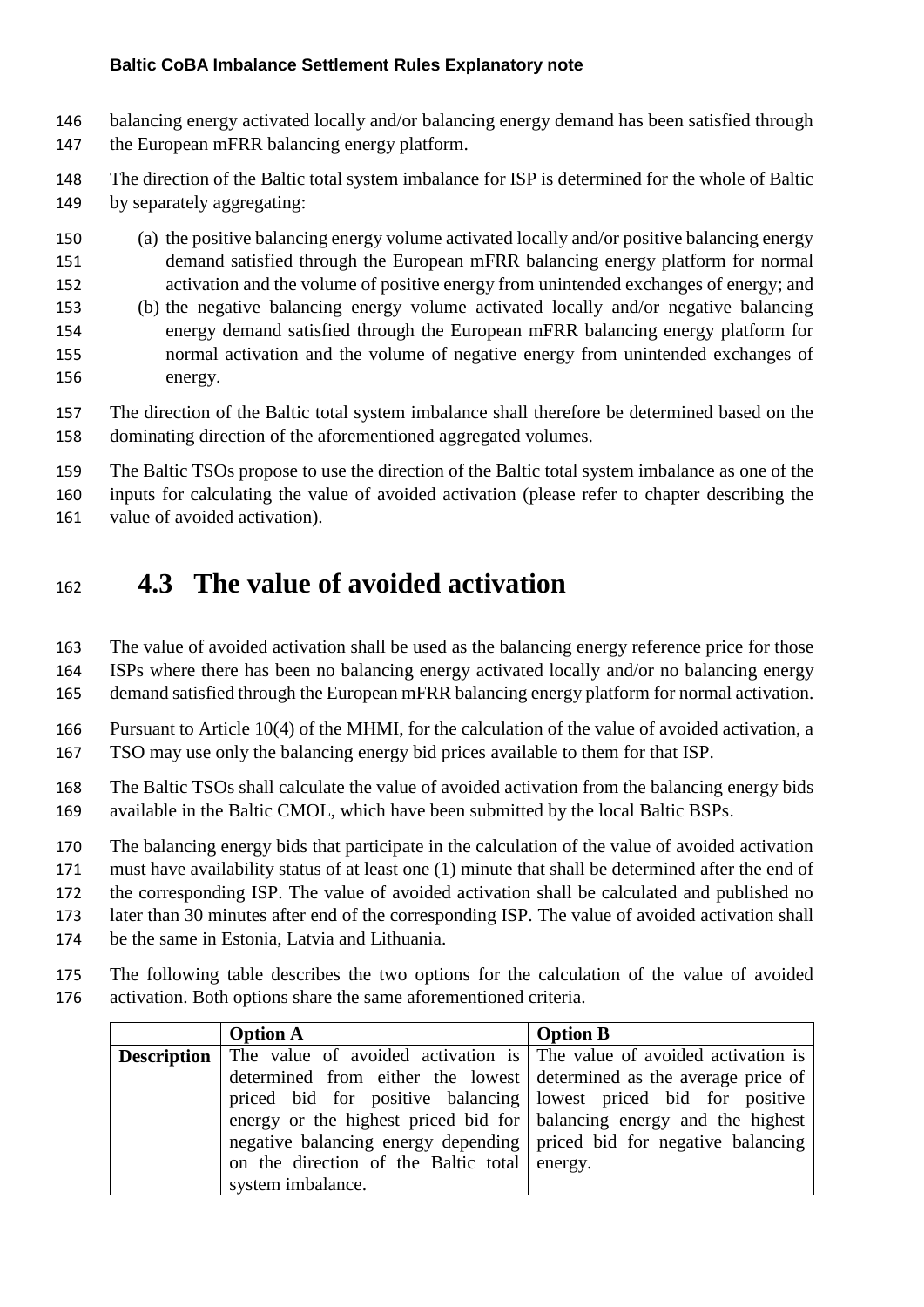balancing energy activated locally and/or balancing energy demand has been satisfied through the European mFRR balancing energy platform.

The direction of the Baltic total system imbalance for ISP is determined for the whole of Baltic by separately aggregating:

(a) the positive balancing energy volume activated locally and/or positive balancing energy demand satisfied through the European mFRR balancing energy platform for normal activation and the volume of positive energy from unintended exchanges of energy; and
(b) the negative balancing energy volume activated locally and/or negative balancing energy demand satisfied through the European mFRR balancing energy platform for normal activation and the volume of negative energy from unintended exchanges of energy.

The direction of the Baltic total system imbalance shall therefore be determined based on the dominating direction of the aforementioned aggregated volumes.

The Baltic TSOs propose to use the direction of the Baltic total system imbalance as one of the inputs for calculating the value of avoided activation (please refer to chapter describing the value of avoided activation).

## 4.3 The value of avoided activation

The value of avoided activation shall be used as the balancing energy reference price for those ISPs where there has been no balancing energy activated locally and/or no balancing energy demand satisfied through the European mFRR balancing energy platform for normal activation.

Pursuant to Article 10(4) of the MHMI, for the calculation of the value of avoided activation, a TSO may use only the balancing energy bid prices available to them for that ISP.

The Baltic TSOs shall calculate the value of avoided activation from the balancing energy bids available in the Baltic CMOL, which have been submitted by the local Baltic BSPs.

The balancing energy bids that participate in the calculation of the value of avoided activation must have availability status of at least one (1) minute that shall be determined after the end of the corresponding ISP. The value of avoided activation shall be calculated and published no later than 30 minutes after end of the corresponding ISP. The value of avoided activation shall be the same in Estonia, Latvia and Lithuania.

The following table describes the two options for the calculation of the value of avoided activation. Both options share the same aforementioned criteria.

| | **Option A** | **Option B** |
|---|---|---|
| **Description** | The value of avoided activation is determined from either the lowest priced bid for positive balancing energy or the highest priced bid for negative balancing energy depending on the direction of the Baltic total system imbalance. | The value of avoided activation is determined as the average price of lowest priced bid for positive balancing energy and the highest priced bid for negative balancing energy. |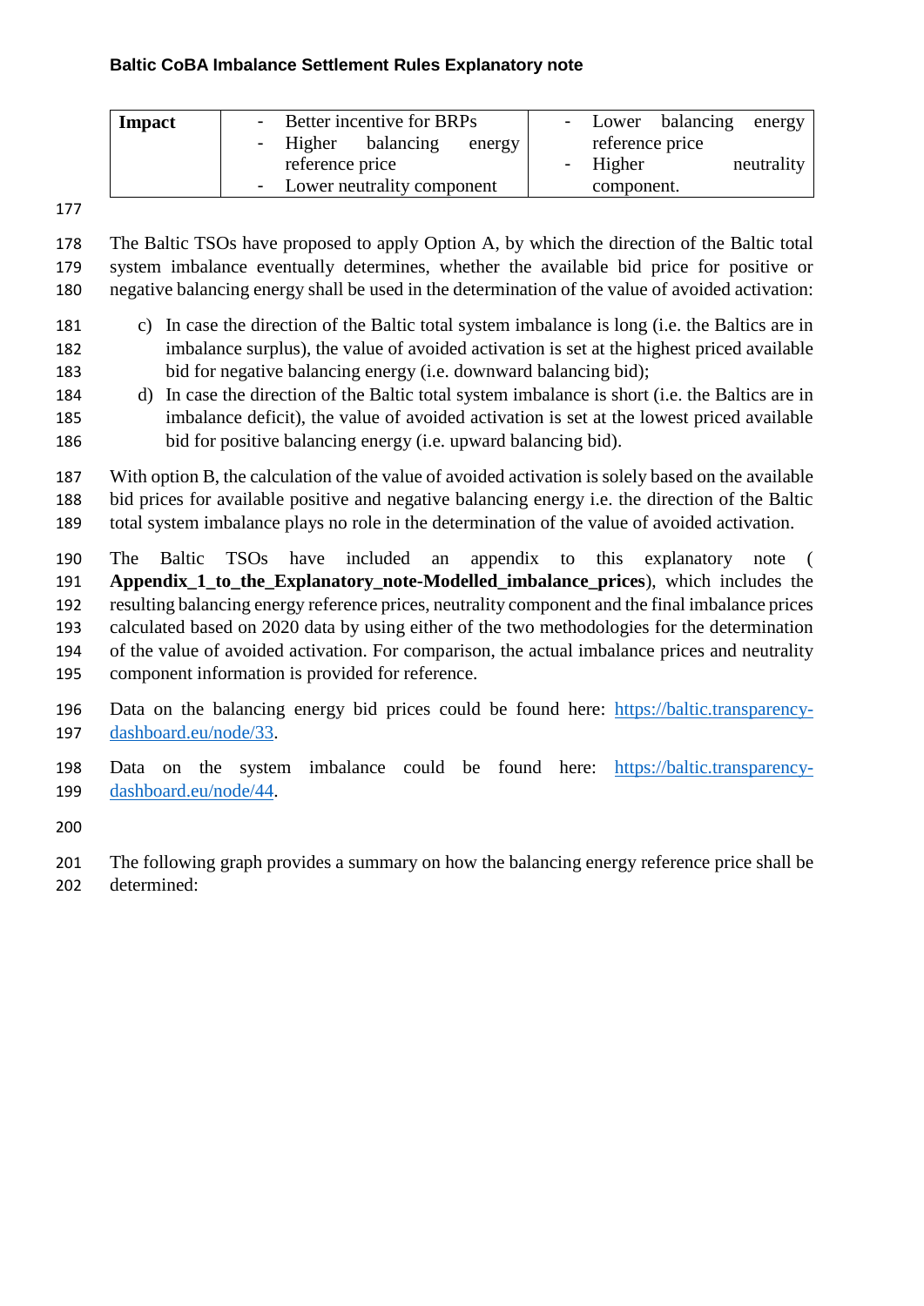| Impact | - Better incentive for BRPs<br>- Higher balancing energy reference price<br>- Lower neutrality component | - Lower balancing energy reference price<br>- Higher neutrality component. |
|---|---|---|

The Baltic TSOs have proposed to apply Option A, by which the direction of the Baltic total system imbalance eventually determines, whether the available bid price for positive or negative balancing energy shall be used in the determination of the value of avoided activation:

c) In case the direction of the Baltic total system imbalance is long (i.e. the Baltics are in imbalance surplus), the value of avoided activation is set at the highest priced available bid for negative balancing energy (i.e. downward balancing bid);

d) In case the direction of the Baltic total system imbalance is short (i.e. the Baltics are in imbalance deficit), the value of avoided activation is set at the lowest priced available bid for positive balancing energy (i.e. upward balancing bid).

With option B, the calculation of the value of avoided activation is solely based on the available bid prices for available positive and negative balancing energy i.e. the direction of the Baltic total system imbalance plays no role in the determination of the value of avoided activation.

The Baltic TSOs have included an appendix to this explanatory note (**Appendix_1_to_the_Explanatory_note-Modelled_imbalance_prices**), which includes the resulting balancing energy reference prices, neutrality component and the final imbalance prices calculated based on 2020 data by using either of the two methodologies for the determination of the value of avoided activation. For comparison, the actual imbalance prices and neutrality component information is provided for reference.

Data on the balancing energy bid prices could be found here: [https://baltic.transparency-dashboard.eu/node/33](https://baltic.transparency-dashboard.eu/node/33).

Data on the system imbalance could be found here: [https://baltic.transparency-dashboard.eu/node/44](https://baltic.transparency-dashboard.eu/node/44).

The following graph provides a summary on how the balancing energy reference price shall be determined: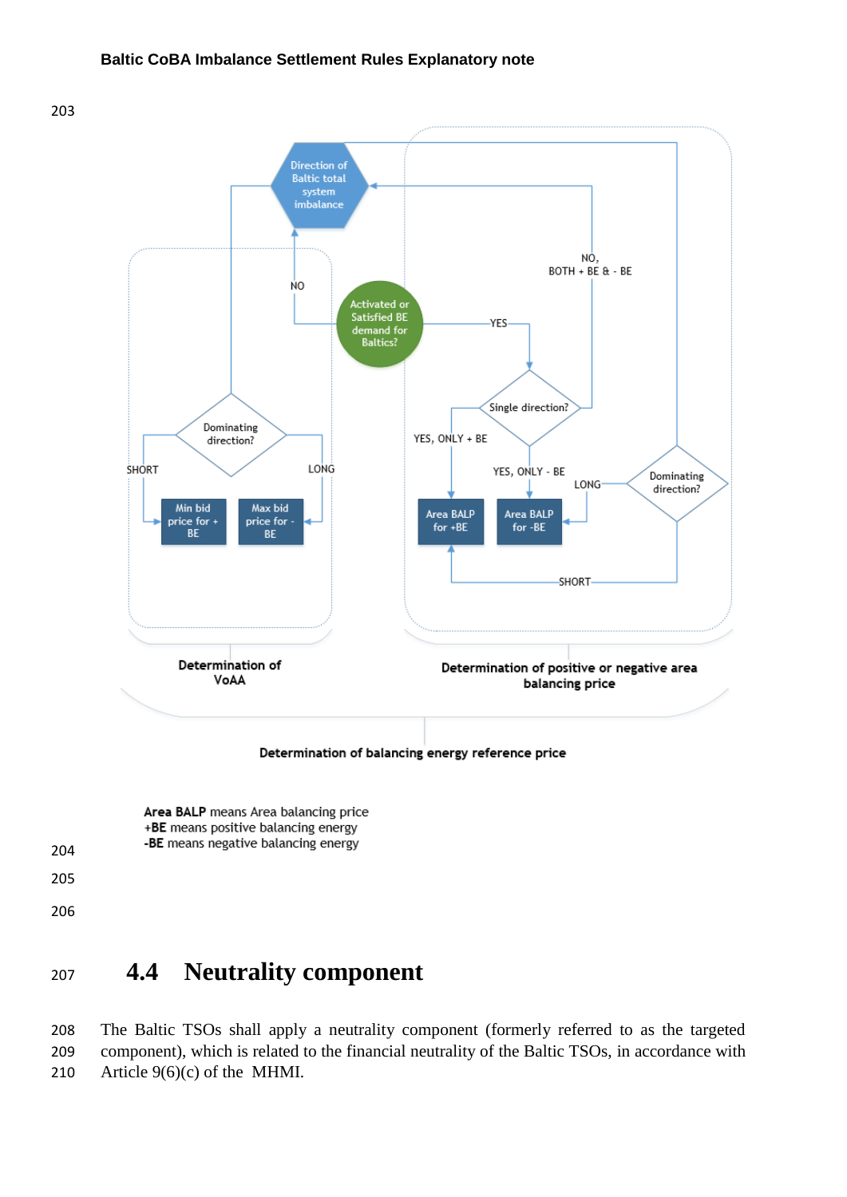Direction of Baltic total system imbalance

Activated or Satisfied BE demand for Baltics?

NO

YES

Single direction?

NO, BOTH + BE & - BE

YES, ONLY + BE

YES, ONLY - BE

Dominating direction?

SHORT

LONG

Min bid price for + BE

Max bid price for - BE

Area BALP for +BE

Area BALP for -BE

Dominating direction?

LONG

SHORT

Determination of VoAA

Determination of positive or negative area balancing price

Determination of balancing energy reference price

**Area BALP** means Area balancing price
**+BE** means positive balancing energy
**-BE** means negative balancing energy

## 4.4 Neutrality component

The Baltic TSOs shall apply a neutrality component (formerly referred to as the targeted component), which is related to the financial neutrality of the Baltic TSOs, in accordance with Article 9(6)(c) of the MHMI.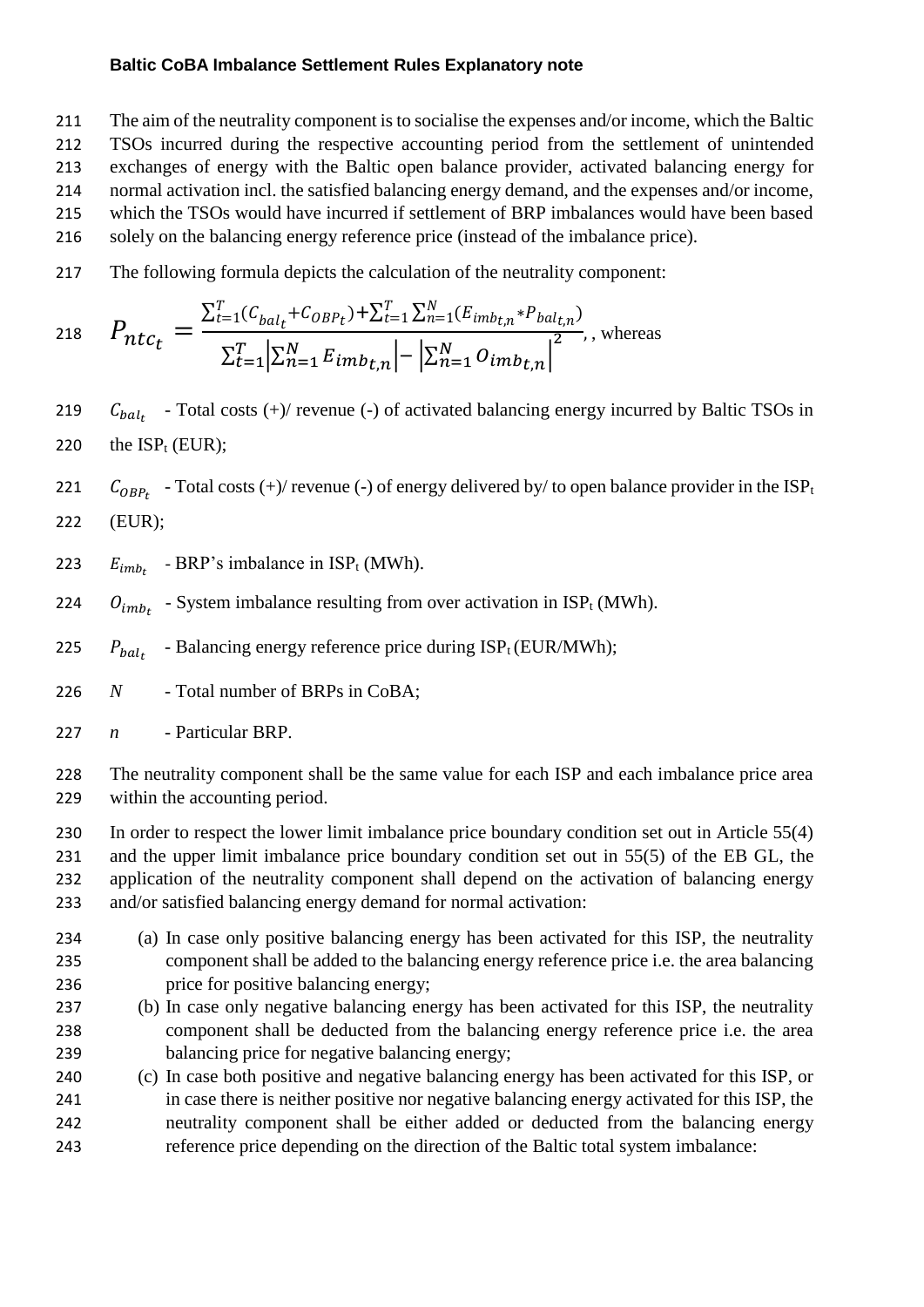The aim of the neutrality component is to socialise the expenses and/or income, which the Baltic TSOs incurred during the respective accounting period from the settlement of unintended exchanges of energy with the Baltic open balance provider, activated balancing energy for normal activation incl. the satisfied balancing energy demand, and the expenses and/or income, which the TSOs would have incurred if settlement of BRP imbalances would have been based solely on the balancing energy reference price (instead of the imbalance price).

The following formula depicts the calculation of the neutrality component:

$$P_{ntc_t} = \frac{\sum_{t=1}^{T}(C_{bal_t}+C_{OBP_t})+\sum_{t=1}^{T}\sum_{n=1}^{N}(E_{imb_{t,n}}*P_{bal_{t,n}})}{\sum_{t=1}^{T}\left|\sum_{n=1}^{N}E_{imb_{t,n}}\right|-\left|\sum_{n=1}^{N}O_{imb_{t,n}}\right|^{2}},$$ , whereas

$C_{bal_t}$ - Total costs (+)/ revenue (-) of activated balancing energy incurred by Baltic TSOs in the $ISP_t$ (EUR);

$C_{OBP_t}$ - Total costs (+)/ revenue (-) of energy delivered by/ to open balance provider in the $ISP_t$ (EUR);

$E_{imb_t}$ - BRP's imbalance in $ISP_t$ (MWh).

$O_{imb_t}$ - System imbalance resulting from over activation in $ISP_t$ (MWh).

$P_{bal_t}$ - Balancing energy reference price during $ISP_t$ (EUR/MWh);

$N$ - Total number of BRPs in CoBA;

$n$ - Particular BRP.

The neutrality component shall be the same value for each ISP and each imbalance price area within the accounting period.

In order to respect the lower limit imbalance price boundary condition set out in Article 55(4) and the upper limit imbalance price boundary condition set out in 55(5) of the EB GL, the application of the neutrality component shall depend on the activation of balancing energy and/or satisfied balancing energy demand for normal activation:

(a) In case only positive balancing energy has been activated for this ISP, the neutrality component shall be added to the balancing energy reference price i.e. the area balancing price for positive balancing energy;

(b) In case only negative balancing energy has been activated for this ISP, the neutrality component shall be deducted from the balancing energy reference price i.e. the area balancing price for negative balancing energy;

(c) In case both positive and negative balancing energy has been activated for this ISP, or in case there is neither positive nor negative balancing energy activated for this ISP, the neutrality component shall be either added or deducted from the balancing energy reference price depending on the direction of the Baltic total system imbalance: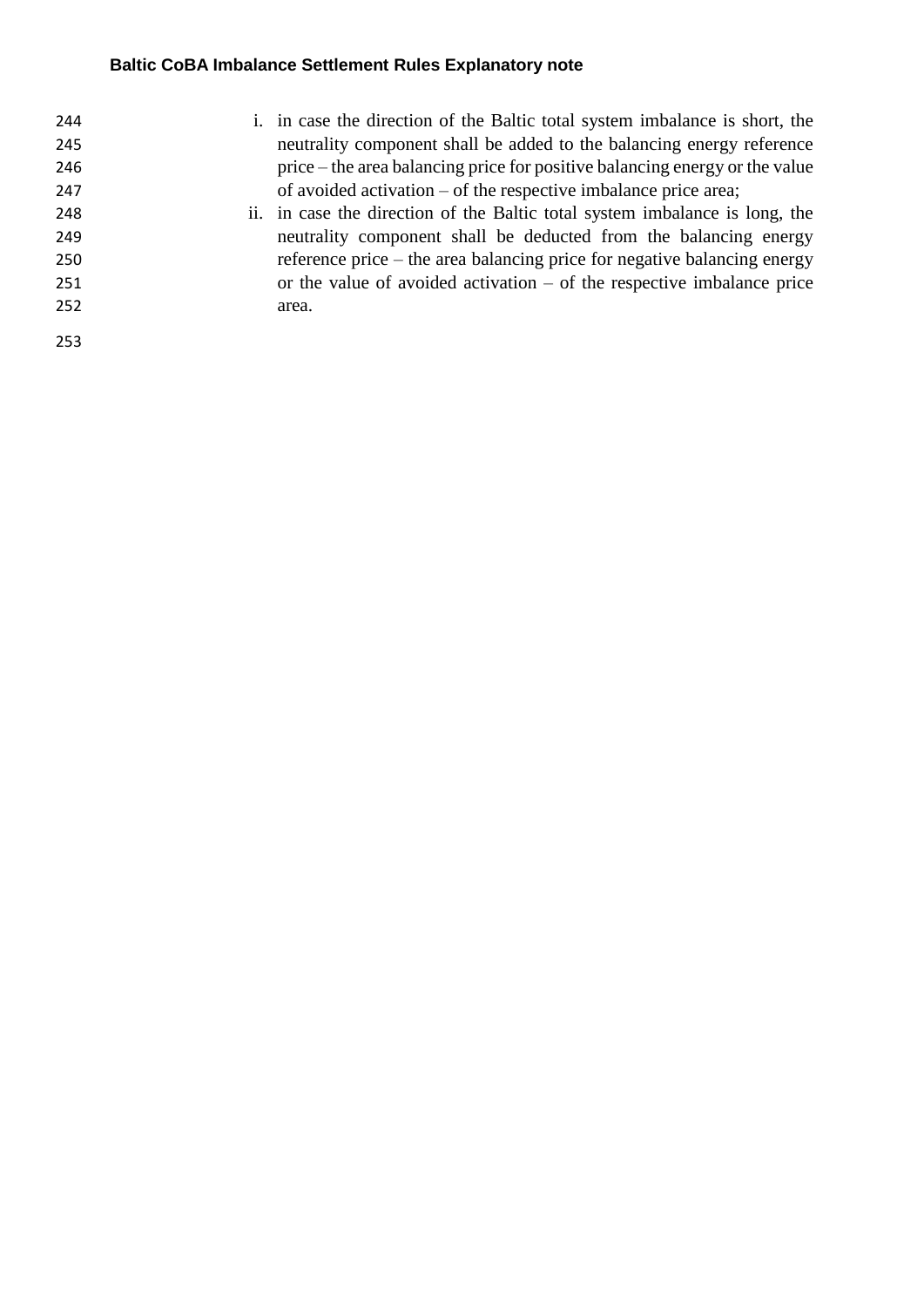i. in case the direction of the Baltic total system imbalance is short, the neutrality component shall be added to the balancing energy reference price – the area balancing price for positive balancing energy or the value of avoided activation – of the respective imbalance price area;

ii. in case the direction of the Baltic total system imbalance is long, the neutrality component shall be deducted from the balancing energy reference price – the area balancing price for negative balancing energy or the value of avoided activation – of the respective imbalance price area.